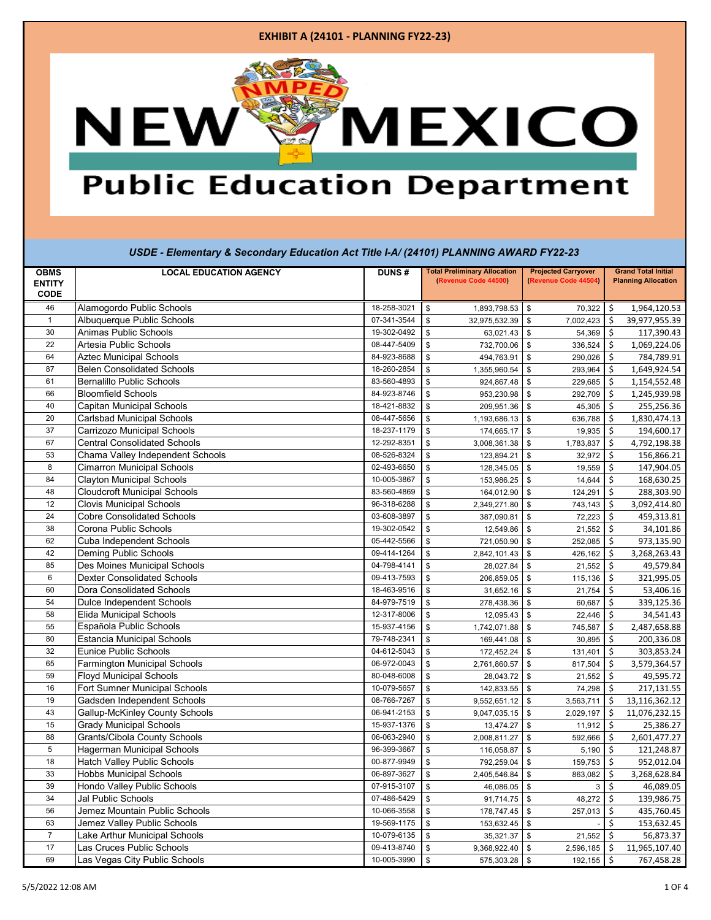# EXHIBIT A (24101 - PLANNING FY22-23)

NMPED NEW MEXICO Public Education Department

## *USDE - Elementary & Secondary Education Act Title I-A/ (24101) PLANNING AWARD FY22-23*

| OBMS ENTITY CODE | LOCAL EDUCATION AGENCY | DUNS # | Total Preliminary Allocation (Revenue Code 44500) | Projected Carryover (Revenue Code 44504) | Grand Total Initial Planning Allocation |
|---|---|---|---|---|---|
| 46 | Alamogordo Public Schools | 18-258-3021 | $ 1,893,798.53 | $ 70,322 | $ 1,964,120.53 |
| 1 | Albuquerque Public Schools | 07-341-3544 | $ 32,975,532.39 | $ 7,002,423 | $ 39,977,955.39 |
| 30 | Animas Public Schools | 19-302-0492 | $ 63,021.43 | $ 54,369 | $ 117,390.43 |
| 22 | Artesia Public Schools | 08-447-5409 | $ 732,700.06 | $ 336,524 | $ 1,069,224.06 |
| 64 | Aztec Municipal Schools | 84-923-8688 | $ 494,763.91 | $ 290,026 | $ 784,789.91 |
| 87 | Belen Consolidated Schools | 18-260-2854 | $ 1,355,960.54 | $ 293,964 | $ 1,649,924.54 |
| 61 | Bernalillo Public Schools | 83-560-4893 | $ 924,867.48 | $ 229,685 | $ 1,154,552.48 |
| 66 | Bloomfield Schools | 84-923-8746 | $ 953,230.98 | $ 292,709 | $ 1,245,939.98 |
| 40 | Capitan Municipal Schools | 18-421-8832 | $ 209,951.36 | $ 45,305 | $ 255,256.36 |
| 20 | Carlsbad Municipal Schools | 08-447-5656 | $ 1,193,686.13 | $ 636,788 | $ 1,830,474.13 |
| 37 | Carrizozo Municipal Schools | 18-237-1179 | $ 174,665.17 | $ 19,935 | $ 194,600.17 |
| 67 | Central Consolidated Schools | 12-292-8351 | $ 3,008,361.38 | $ 1,783,837 | $ 4,792,198.38 |
| 53 | Chama Valley Independent Schools | 08-526-8324 | $ 123,894.21 | $ 32,972 | $ 156,866.21 |
| 8 | Cimarron Municipal Schools | 02-493-6650 | $ 128,345.05 | $ 19,559 | $ 147,904.05 |
| 84 | Clayton Municipal Schools | 10-005-3867 | $ 153,986.25 | $ 14,644 | $ 168,630.25 |
| 48 | Cloudcroft Municipal Schools | 83-560-4869 | $ 164,012.90 | $ 124,291 | $ 288,303.90 |
| 12 | Clovis Municipal Schools | 96-318-6288 | $ 2,349,271.80 | $ 743,143 | $ 3,092,414.80 |
| 24 | Cobre Consolidated Schools | 03-608-3897 | $ 387,090.81 | $ 72,223 | $ 459,313.81 |
| 38 | Corona Public Schools | 19-302-0542 | $ 12,549.86 | $ 21,552 | $ 34,101.86 |
| 62 | Cuba Independent Schools | 05-442-5566 | $ 721,050.90 | $ 252,085 | $ 973,135.90 |
| 42 | Deming Public Schools | 09-414-1264 | $ 2,842,101.43 | $ 426,162 | $ 3,268,263.43 |
| 85 | Des Moines Municipal Schools | 04-798-4141 | $ 28,027.84 | $ 21,552 | $ 49,579.84 |
| 6 | Dexter Consolidated Schools | 09-413-7593 | $ 206,859.05 | $ 115,136 | $ 321,995.05 |
| 60 | Dora Consolidated Schools | 18-463-9516 | $ 31,652.16 | $ 21,754 | $ 53,406.16 |
| 54 | Dulce Independent Schools | 84-979-7519 | $ 278,438.36 | $ 60,687 | $ 339,125.36 |
| 58 | Elida Municipal Schools | 12-317-8006 | $ 12,095.43 | $ 22,446 | $ 34,541.43 |
| 55 | Española Public Schools | 15-937-4156 | $ 1,742,071.88 | $ 745,587 | $ 2,487,658.88 |
| 80 | Estancia Municipal Schools | 79-748-2341 | $ 169,441.08 | $ 30,895 | $ 200,336.08 |
| 32 | Eunice Public Schools | 04-612-5043 | $ 172,452.24 | $ 131,401 | $ 303,853.24 |
| 65 | Farmington Municipal Schools | 06-972-0043 | $ 2,761,860.57 | $ 817,504 | $ 3,579,364.57 |
| 59 | Floyd Municipal Schools | 80-048-6008 | $ 28,043.72 | $ 21,552 | $ 49,595.72 |
| 16 | Fort Sumner Municipal Schools | 10-079-5657 | $ 142,833.55 | $ 74,298 | $ 217,131.55 |
| 19 | Gadsden Independent Schools | 08-766-7267 | $ 9,552,651.12 | $ 3,563,711 | $ 13,116,362.12 |
| 43 | Gallup-McKinley County Schools | 06-941-2153 | $ 9,047,035.15 | $ 2,029,197 | $ 11,076,232.15 |
| 15 | Grady Municipal Schools | 15-937-1376 | $ 13,474.27 | $ 11,912 | $ 25,386.27 |
| 88 | Grants/Cibola County Schools | 06-063-2940 | $ 2,008,811.27 | $ 592,666 | $ 2,601,477.27 |
| 5 | Hagerman Municipal Schools | 96-399-3667 | $ 116,058.87 | $ 5,190 | $ 121,248.87 |
| 18 | Hatch Valley Public Schools | 00-877-9949 | $ 792,259.04 | $ 159,753 | $ 952,012.04 |
| 33 | Hobbs Municipal Schools | 06-897-3627 | $ 2,405,546.84 | $ 863,082 | $ 3,268,628.84 |
| 39 | Hondo Valley Public Schools | 07-915-3107 | $ 46,086.05 | $ 3 | $ 46,089.05 |
| 34 | Jal Public Schools | 07-486-5429 | $ 91,714.75 | $ 48,272 | $ 139,986.75 |
| 56 | Jemez Mountain Public Schools | 10-066-3558 | $ 178,747.45 | $ 257,013 | $ 435,760.45 |
| 63 | Jemez Valley Public Schools | 19-569-1175 | $ 153,632.45 | $ - | $ 153,632.45 |
| 7 | Lake Arthur Municipal Schools | 10-079-6135 | $ 35,321.37 | $ 21,552 | $ 56,873.37 |
| 17 | Las Cruces Public Schools | 09-413-8740 | $ 9,368,922.40 | $ 2,596,185 | $ 11,965,107.40 |
| 69 | Las Vegas City Public Schools | 10-005-3990 | $ 575,303.28 | $ 192,155 | $ 767,458.28 |

5/5/2022 12:08 AM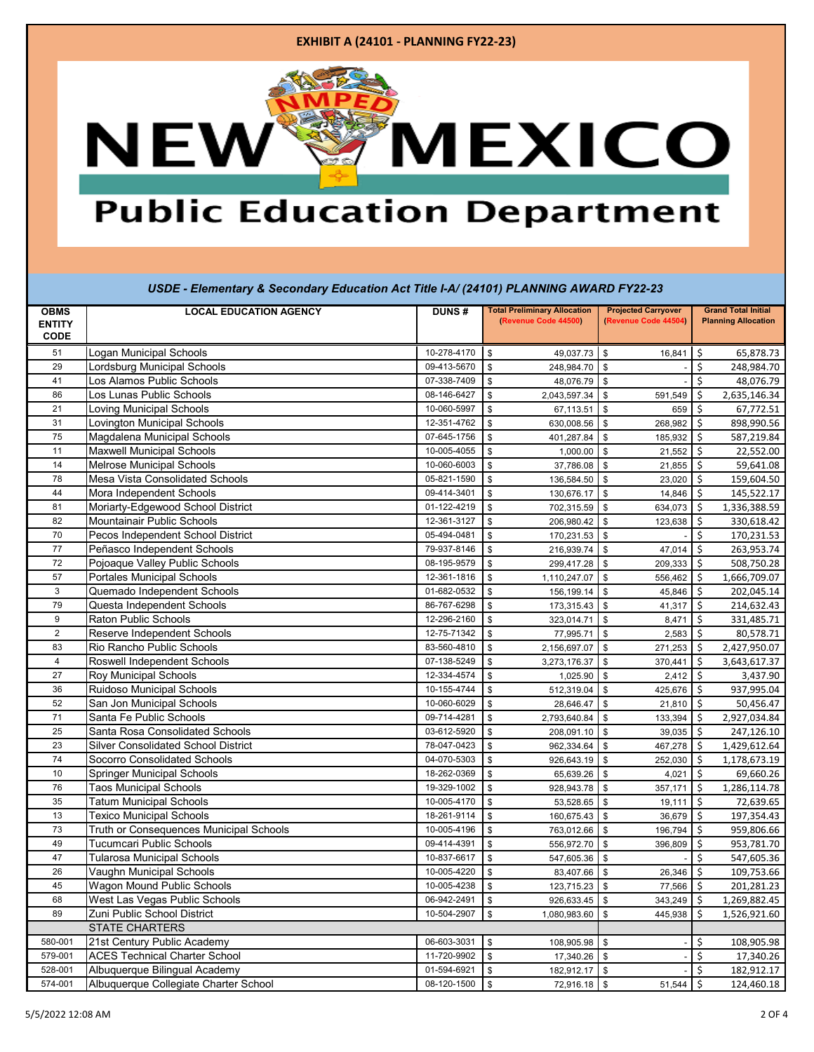**EXHIBIT A (24101 - PLANNING FY22-23)**

# NEW MEXICO Public Education Department

## *USDE - Elementary & Secondary Education Act Title I-A/ (24101) PLANNING AWARD FY22-23*

| OBMS ENTITY CODE | LOCAL EDUCATION AGENCY | DUNS # | Total Preliminary Allocation (Revenue Code 44500) | Projected Carryover (Revenue Code 44504) | Grand Total Initial Planning Allocation |
|---|---|---|---|---|---|
| 51 | Logan Municipal Schools | 10-278-4170 | $ 49,037.73 | $ 16,841 | $ 65,878.73 |
| 29 | Lordsburg Municipal Schools | 09-413-5670 | $ 248,984.70 | $ - | $ 248,984.70 |
| 41 | Los Alamos Public Schools | 07-338-7409 | $ 48,076.79 | $ - | $ 48,076.79 |
| 86 | Los Lunas Public Schools | 08-146-6427 | $ 2,043,597.34 | $ 591,549 | $ 2,635,146.34 |
| 21 | Loving Municipal Schools | 10-060-5997 | $ 67,113.51 | $ 659 | $ 67,772.51 |
| 31 | Lovington Municipal Schools | 12-351-4762 | $ 630,008.56 | $ 268,982 | $ 898,990.56 |
| 75 | Magdalena Municipal Schools | 07-645-1756 | $ 401,287.84 | $ 185,932 | $ 587,219.84 |
| 11 | Maxwell Municipal Schools | 10-005-4055 | $ 1,000.00 | $ 21,552 | $ 22,552.00 |
| 14 | Melrose Municipal Schools | 10-060-6003 | $ 37,786.08 | $ 21,855 | $ 59,641.08 |
| 78 | Mesa Vista Consolidated Schools | 05-821-1590 | $ 136,584.50 | $ 23,020 | $ 159,604.50 |
| 44 | Mora Independent Schools | 09-414-3401 | $ 130,676.17 | $ 14,846 | $ 145,522.17 |
| 81 | Moriarty-Edgewood School District | 01-122-4219 | $ 702,315.59 | $ 634,073 | $ 1,336,388.59 |
| 82 | Mountainair Public Schools | 12-361-3127 | $ 206,980.42 | $ 123,638 | $ 330,618.42 |
| 70 | Pecos Independent School District | 05-494-0481 | $ 170,231.53 | $ - | $ 170,231.53 |
| 77 | Peñasco Independent Schools | 79-937-8146 | $ 216,939.74 | $ 47,014 | $ 263,953.74 |
| 72 | Pojoaque Valley Public Schools | 08-195-9579 | $ 299,417.28 | $ 209,333 | $ 508,750.28 |
| 57 | Portales Municipal Schools | 12-361-1816 | $ 1,110,247.07 | $ 556,462 | $ 1,666,709.07 |
| 3 | Quemado Independent Schools | 01-682-0532 | $ 156,199.14 | $ 45,846 | $ 202,045.14 |
| 79 | Questa Independent Schools | 86-767-6298 | $ 173,315.43 | $ 41,317 | $ 214,632.43 |
| 9 | Raton Public Schools | 12-296-2160 | $ 323,014.71 | $ 8,471 | $ 331,485.71 |
| 2 | Reserve Independent Schools | 12-75-71342 | $ 77,995.71 | $ 2,583 | $ 80,578.71 |
| 83 | Rio Rancho Public Schools | 83-560-4810 | $ 2,156,697.07 | $ 271,253 | $ 2,427,950.07 |
| 4 | Roswell Independent Schools | 07-138-5249 | $ 3,273,176.37 | $ 370,441 | $ 3,643,617.37 |
| 27 | Roy Municipal Schools | 12-334-4574 | $ 1,025.90 | $ 2,412 | $ 3,437.90 |
| 36 | Ruidoso Municipal Schools | 10-155-4744 | $ 512,319.04 | $ 425,676 | $ 937,995.04 |
| 52 | San Jon Municipal Schools | 10-060-6029 | $ 28,646.47 | $ 21,810 | $ 50,456.47 |
| 71 | Santa Fe Public Schools | 09-714-4281 | $ 2,793,640.84 | $ 133,394 | $ 2,927,034.84 |
| 25 | Santa Rosa Consolidated Schools | 03-612-5920 | $ 208,091.10 | $ 39,035 | $ 247,126.10 |
| 23 | Silver Consolidated School District | 78-047-0423 | $ 962,334.64 | $ 467,278 | $ 1,429,612.64 |
| 74 | Socorro Consolidated Schools | 04-070-5303 | $ 926,643.19 | $ 252,030 | $ 1,178,673.19 |
| 10 | Springer Municipal Schools | 18-262-0369 | $ 65,639.26 | $ 4,021 | $ 69,660.26 |
| 76 | Taos Municipal Schools | 19-329-1002 | $ 928,943.78 | $ 357,171 | $ 1,286,114.78 |
| 35 | Tatum Municipal Schools | 10-005-4170 | $ 53,528.65 | $ 19,111 | $ 72,639.65 |
| 13 | Texico Municipal Schools | 18-261-9114 | $ 160,675.43 | $ 36,679 | $ 197,354.43 |
| 73 | Truth or Consequences Municipal Schools | 10-005-4196 | $ 763,012.66 | $ 196,794 | $ 959,806.66 |
| 49 | Tucumcari Public Schools | 09-414-4391 | $ 556,972.70 | $ 396,809 | $ 953,781.70 |
| 47 | Tularosa Municipal Schools | 10-837-6617 | $ 547,605.36 | $ - | $ 547,605.36 |
| 26 | Vaughn Municipal Schools | 10-005-4220 | $ 83,407.66 | $ 26,346 | $ 109,753.66 |
| 45 | Wagon Mound Public Schools | 10-005-4238 | $ 123,715.23 | $ 77,566 | $ 201,281.23 |
| 68 | West Las Vegas Public Schools | 06-942-2491 | $ 926,633.45 | $ 343,249 | $ 1,269,882.45 |
| 89 | Zuni Public School District | 10-504-2907 | $ 1,080,983.60 | $ 445,938 | $ 1,526,921.60 |
| | STATE CHARTERS | | | | |
| 580-001 | 21st Century Public Academy | 06-603-3031 | $ 108,905.98 | $ - | $ 108,905.98 |
| 579-001 | ACES Technical Charter School | 11-720-9902 | $ 17,340.26 | $ - | $ 17,340.26 |
| 528-001 | Albuquerque Bilingual Academy | 01-594-6921 | $ 182,912.17 | $ - | $ 182,912.17 |
| 574-001 | Albuquerque Collegiate Charter School | 08-120-1500 | $ 72,916.18 | $ 51,544 | $ 124,460.18 |

5/5/2022 12:08 AM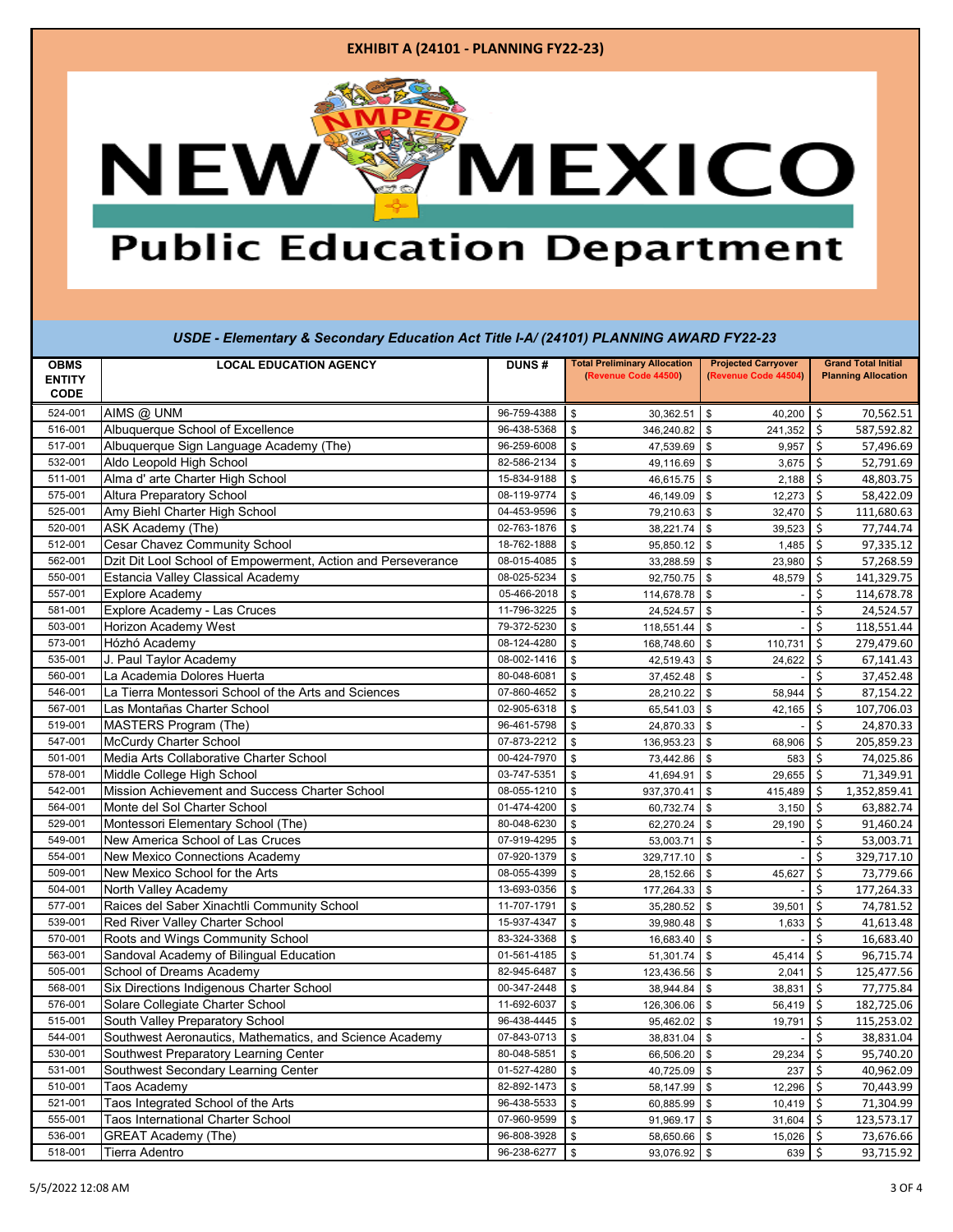**EXHIBIT A (24101 - PLANNING FY22-23)**

NMPED NEW MEXICO Public Education Department

*USDE - Elementary & Secondary Education Act Title I-A/ (24101) PLANNING AWARD FY22-23*

| OBMS ENTITY CODE | LOCAL EDUCATION AGENCY | DUNS # | Total Preliminary Allocation (Revenue Code 44500) | Projected Carryover (Revenue Code 44504) | Grand Total Initial Planning Allocation |
|---|---|---|---|---|---|
| 524-001 | AIMS @ UNM | 96-759-4388 | $ 30,362.51 | $ 40,200 | $ 70,562.51 |
| 516-001 | Albuquerque School of Excellence | 96-438-5368 | $ 346,240.82 | $ 241,352 | $ 587,592.82 |
| 517-001 | Albuquerque Sign Language Academy (The) | 96-259-6008 | $ 47,539.69 | $ 9,957 | $ 57,496.69 |
| 532-001 | Aldo Leopold High School | 82-586-2134 | $ 49,116.69 | $ 3,675 | $ 52,791.69 |
| 511-001 | Alma d' arte Charter High School | 15-834-9188 | $ 46,615.75 | $ 2,188 | $ 48,803.75 |
| 575-001 | Altura Preparatory School | 08-119-9774 | $ 46,149.09 | $ 12,273 | $ 58,422.09 |
| 525-001 | Amy Biehl Charter High School | 04-453-9596 | $ 79,210.63 | $ 32,470 | $ 111,680.63 |
| 520-001 | ASK Academy (The) | 02-763-1876 | $ 38,221.74 | $ 39,523 | $ 77,744.74 |
| 512-001 | Cesar Chavez Community School | 18-762-1888 | $ 95,850.12 | $ 1,485 | $ 97,335.12 |
| 562-001 | Dzit Dit Lool School of Empowerment, Action and Perseverance | 08-015-4085 | $ 33,288.59 | $ 23,980 | $ 57,268.59 |
| 550-001 | Estancia Valley Classical Academy | 08-025-5234 | $ 92,750.75 | $ 48,579 | $ 141,329.75 |
| 557-001 | Explore Academy | 05-466-2018 | $ 114,678.78 | $ - | $ 114,678.78 |
| 581-001 | Explore Academy - Las Cruces | 11-796-3225 | $ 24,524.57 | $ - | $ 24,524.57 |
| 503-001 | Horizon Academy West | 79-372-5230 | $ 118,551.44 | $ - | $ 118,551.44 |
| 573-001 | Hózhó Academy | 08-124-4280 | $ 168,748.60 | $ 110,731 | $ 279,479.60 |
| 535-001 | J. Paul Taylor Academy | 08-002-1416 | $ 42,519.43 | $ 24,622 | $ 67,141.43 |
| 560-001 | La Academia Dolores Huerta | 80-048-6081 | $ 37,452.48 | $ - | $ 37,452.48 |
| 546-001 | La Tierra Montessori School of the Arts and Sciences | 07-860-4652 | $ 28,210.22 | $ 58,944 | $ 87,154.22 |
| 567-001 | Las Montañas Charter School | 02-905-6318 | $ 65,541.03 | $ 42,165 | $ 107,706.03 |
| 519-001 | MASTERS Program (The) | 96-461-5798 | $ 24,870.33 | $ - | $ 24,870.33 |
| 547-001 | McCurdy Charter School | 07-873-2212 | $ 136,953.23 | $ 68,906 | $ 205,859.23 |
| 501-001 | Media Arts Collaborative Charter School | 00-424-7970 | $ 73,442.86 | $ 583 | $ 74,025.86 |
| 578-001 | Middle College High School | 03-747-5351 | $ 41,694.91 | $ 29,655 | $ 71,349.91 |
| 542-001 | Mission Achievement and Success Charter School | 08-055-1210 | $ 937,370.41 | $ 415,489 | $ 1,352,859.41 |
| 564-001 | Monte del Sol Charter School | 01-474-4200 | $ 60,732.74 | $ 3,150 | $ 63,882.74 |
| 529-001 | Montessori Elementary School (The) | 80-048-6230 | $ 62,270.24 | $ 29,190 | $ 91,460.24 |
| 549-001 | New America School of Las Cruces | 07-919-4295 | $ 53,003.71 | $ - | $ 53,003.71 |
| 554-001 | New Mexico Connections Academy | 07-920-1379 | $ 329,717.10 | $ - | $ 329,717.10 |
| 509-001 | New Mexico School for the Arts | 08-055-4399 | $ 28,152.66 | $ 45,627 | $ 73,779.66 |
| 504-001 | North Valley Academy | 13-693-0356 | $ 177,264.33 | $ - | $ 177,264.33 |
| 577-001 | Raices del Saber Xinachtli Community School | 11-707-1791 | $ 35,280.52 | $ 39,501 | $ 74,781.52 |
| 539-001 | Red River Valley Charter School | 15-937-4347 | $ 39,980.48 | $ 1,633 | $ 41,613.48 |
| 570-001 | Roots and Wings Community School | 83-324-3368 | $ 16,683.40 | $ - | $ 16,683.40 |
| 563-001 | Sandoval Academy of Bilingual Education | 01-561-4185 | $ 51,301.74 | $ 45,414 | $ 96,715.74 |
| 505-001 | School of Dreams Academy | 82-945-6487 | $ 123,436.56 | $ 2,041 | $ 125,477.56 |
| 568-001 | Six Directions Indigenous Charter School | 00-347-2448 | $ 38,944.84 | $ 38,831 | $ 77,775.84 |
| 576-001 | Solare Collegiate Charter School | 11-692-6037 | $ 126,306.06 | $ 56,419 | $ 182,725.06 |
| 515-001 | South Valley Preparatory School | 96-438-4445 | $ 95,462.02 | $ 19,791 | $ 115,253.02 |
| 544-001 | Southwest Aeronautics, Mathematics, and Science Academy | 07-843-0713 | $ 38,831.04 | $ - | $ 38,831.04 |
| 530-001 | Southwest Preparatory Learning Center | 80-048-5851 | $ 66,506.20 | $ 29,234 | $ 95,740.20 |
| 531-001 | Southwest Secondary Learning Center | 01-527-4280 | $ 40,725.09 | $ 237 | $ 40,962.09 |
| 510-001 | Taos Academy | 82-892-1473 | $ 58,147.99 | $ 12,296 | $ 70,443.99 |
| 521-001 | Taos Integrated School of the Arts | 96-438-5533 | $ 60,885.99 | $ 10,419 | $ 71,304.99 |
| 555-001 | Taos International Charter School | 07-960-9599 | $ 91,969.17 | $ 31,604 | $ 123,573.17 |
| 536-001 | GREAT Academy (The) | 96-808-3928 | $ 58,650.66 | $ 15,026 | $ 73,676.66 |
| 518-001 | Tierra Adentro | 96-238-6277 | $ 93,076.92 | $ 639 | $ 93,715.92 |

5/5/2022 12:08 AM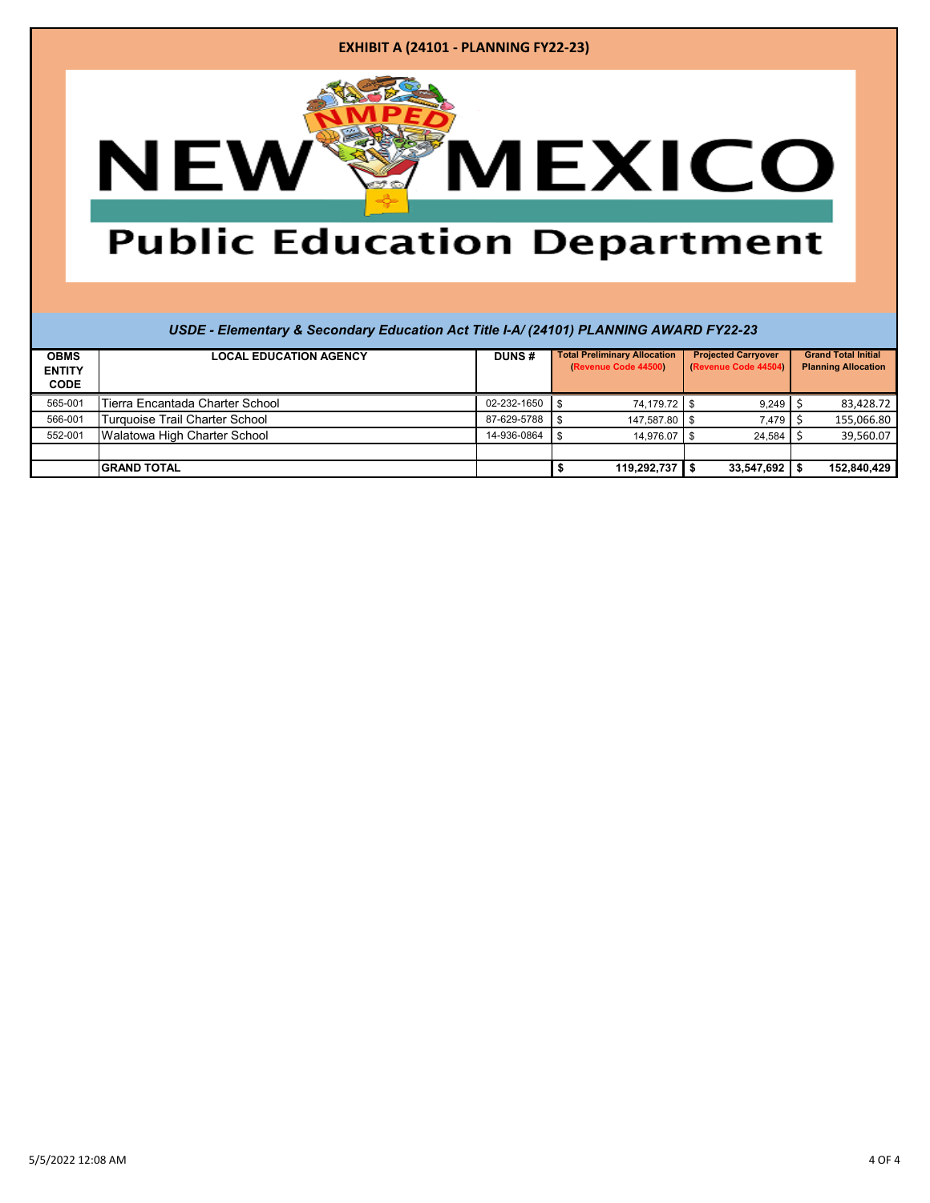# EXHIBIT A (24101 - PLANNING FY22-23)

NEW MEXICO

Public Education Department

*USDE - Elementary & Secondary Education Act Title I-A/ (24101) PLANNING AWARD FY22-23*

| OBMS ENTITY CODE | LOCAL EDUCATION AGENCY | DUNS # | Total Preliminary Allocation (Revenue Code 44500) | Projected Carryover (Revenue Code 44504) | Grand Total Initial Planning Allocation |
|---|---|---|---|---|---|
| 565-001 | Tierra Encantada Charter School | 02-232-1650 | $ 74,179.72 | $ 9,249 | $ 83,428.72 |
| 566-001 | Turquoise Trail Charter School | 87-629-5788 | $ 147,587.80 | $ 7,479 | $ 155,066.80 |
| 552-001 | Walatowa High Charter School | 14-936-0864 | $ 14,976.07 | $ 24,584 | $ 39,560.07 |
| | | | | | |
| | **GRAND TOTAL** | | **$ 119,292,737** | **$ 33,547,692** | **$ 152,840,429** |

5/5/2022 12:08 AM